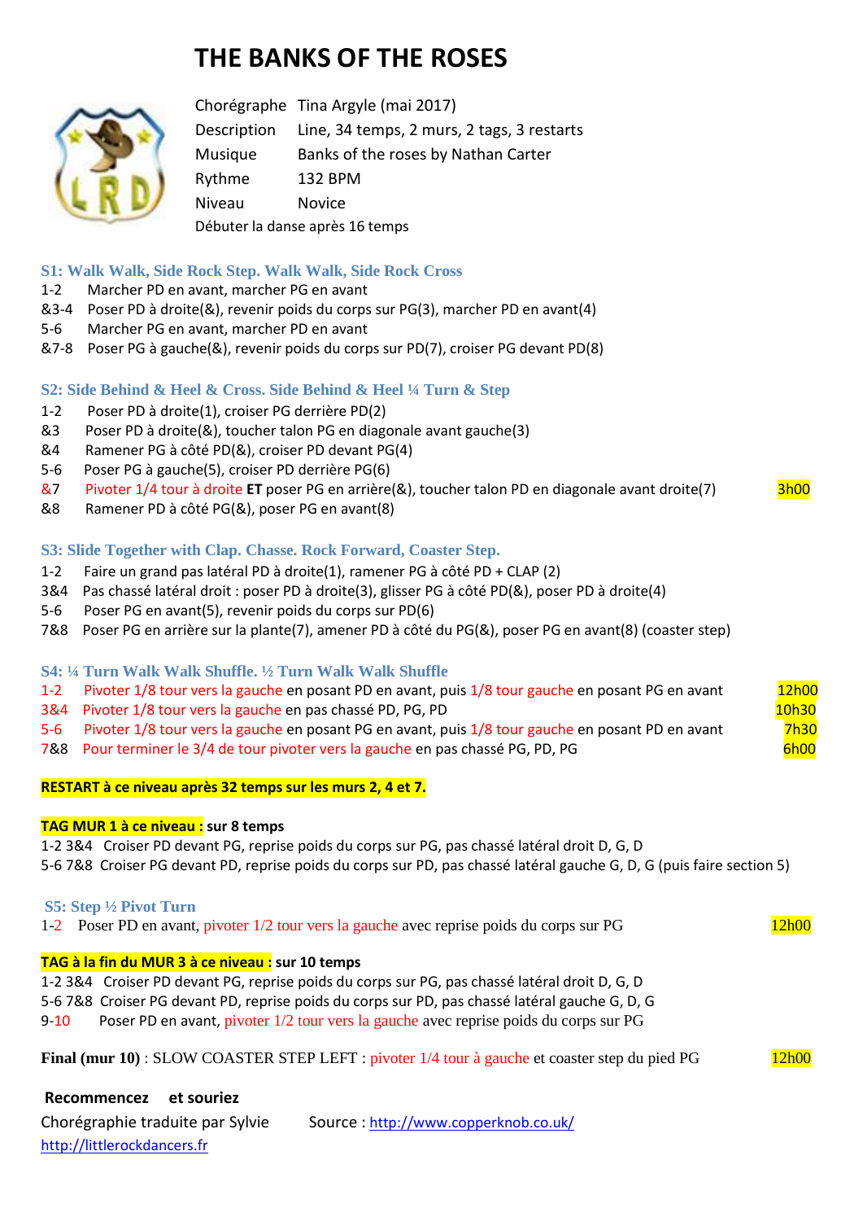# THE BANKS OF THE ROSES

| | |
|---|---|
| Chorégraphe | Tina Argyle (mai 2017) |
| Description | Line, 34 temps, 2 murs, 2 tags, 3 restarts |
| Musique | Banks of the roses by Nathan Carter |
| Rythme | 132 BPM |
| Niveau | Novice |

Débuter la danse après 16 temps

### S1: Walk Walk, Side Rock Step. Walk Walk, Side Rock Cross

1-2 Marcher PD en avant, marcher PG en avant
&3-4 Poser PD à droite(&), revenir poids du corps sur PG(3), marcher PD en avant(4)
5-6 Marcher PG en avant, marcher PD en avant
&7-8 Poser PG à gauche(&), revenir poids du corps sur PD(7), croiser PG devant PD(8)

### S2: Side Behind & Heel & Cross. Side Behind & Heel ¼ Turn & Step

1-2 Poser PD à droite(1), croiser PG derrière PD(2)
&3 Poser PD à droite(&), toucher talon PG en diagonale avant gauche(3)
&4 Ramener PG à côté PD(&), croiser PD devant PG(4)
5-6 Poser PG à gauche(5), croiser PD derrière PG(6)
&7 Pivoter 1/4 tour à droite **ET** poser PG en arrière(&), toucher talon PD en diagonale avant droite(7) — 3h00
&8 Ramener PD à côté PG(&), poser PG en avant(8)

### S3: Slide Together with Clap. Chasse. Rock Forward, Coaster Step.

1-2 Faire un grand pas latéral PD à droite(1), ramener PG à côté PD + CLAP (2)
3&4 Pas chassé latéral droit : poser PD à droite(3), glisser PG à côté PD(&), poser PD à droite(4)
5-6 Poser PG en avant(5), revenir poids du corps sur PD(6)
7&8 Poser PG en arrière sur la plante(7), amener PD à côté du PG(&), poser PG en avant(8) (coaster step)

### S4: ¼ Turn Walk Walk Shuffle. ½ Turn Walk Walk Shuffle

1-2 Pivoter 1/8 tour vers la gauche en posant PD en avant, puis 1/8 tour gauche en posant PG en avant — 12h00
3&4 Pivoter 1/8 tour vers la gauche en pas chassé PD, PG, PD — 10h30
5-6 Pivoter 1/8 tour vers la gauche en posant PG en avant, puis 1/8 tour gauche en posant PD en avant — 7h30
7&8 Pour terminer le 3/4 de tour pivoter vers la gauche en pas chassé PG, PD, PG — 6h00

**RESTART à ce niveau après 32 temps sur les murs 2, 4 et 7.**

**TAG MUR 1 à ce niveau : sur 8 temps**

1-2 3&4 Croiser PD devant PG, reprise poids du corps sur PG, pas chassé latéral droit D, G, D
5-6 7&8 Croiser PG devant PD, reprise poids du corps sur PD, pas chassé latéral gauche G, D, G (puis faire section 5)

### S5: Step ½ Pivot Turn

1-2 Poser PD en avant, pivoter 1/2 tour vers la gauche avec reprise poids du corps sur PG — 12h00

**TAG à la fin du MUR 3 à ce niveau : sur 10 temps**

1-2 3&4 Croiser PD devant PG, reprise poids du corps sur PG, pas chassé latéral droit D, G, D
5-6 7&8 Croiser PG devant PD, reprise poids du corps sur PD, pas chassé latéral gauche G, D, G
9-10 Poser PD en avant, pivoter 1/2 tour vers la gauche avec reprise poids du corps sur PG

**Final (mur 10)** : SLOW COASTER STEP LEFT : pivoter 1/4 tour à gauche et coaster step du pied PG — 12h00

**Recommencez et souriez**

Chorégraphie traduite par Sylvie — Source : http://www.copperknob.co.uk/

http://littlerockdancers.fr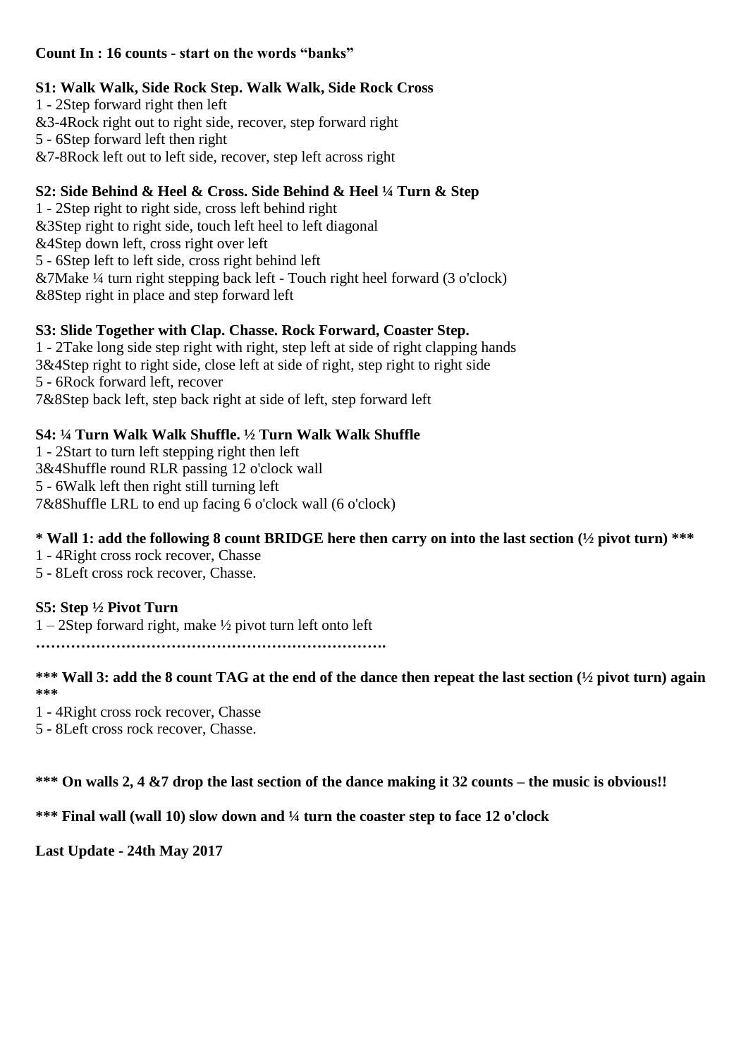**Count In : 16 counts - start on the words "banks"**

**S1: Walk Walk, Side Rock Step. Walk Walk, Side Rock Cross**

1 - 2Step forward right then left
&3-4Rock right out to right side, recover, step forward right
5 - 6Step forward left then right
&7-8Rock left out to left side, recover, step left across right

**S2: Side Behind & Heel & Cross. Side Behind & Heel ¼ Turn & Step**

1 - 2Step right to right side, cross left behind right
&3Step right to right side, touch left heel to left diagonal
&4Step down left, cross right over left
5 - 6Step left to left side, cross right behind left
&7Make ¼ turn right stepping back left - Touch right heel forward (3 o'clock)
&8Step right in place and step forward left

**S3: Slide Together with Clap. Chasse. Rock Forward, Coaster Step.**

1 - 2Take long side step right with right, step left at side of right clapping hands
3&4Step right to right side, close left at side of right, step right to right side
5 - 6Rock forward left, recover
7&8Step back left, step back right at side of left, step forward left

**S4: ¼ Turn Walk Walk Shuffle. ½ Turn Walk Walk Shuffle**

1 - 2Start to turn left stepping right then left
3&4Shuffle round RLR passing 12 o'clock wall
5 - 6Walk left then right still turning left
7&8Shuffle LRL to end up facing 6 o'clock wall (6 o'clock)

**\* Wall 1: add the following 8 count BRIDGE here then carry on into the last section (½ pivot turn) \*\*\***

1 - 4Right cross rock recover, Chasse
5 - 8Left cross rock recover, Chasse.

**S5: Step ½ Pivot Turn**

1 – 2Step forward right, make ½ pivot turn left onto left
…………………………………………………………….

**\*\*\* Wall 3: add the 8 count TAG at the end of the dance then repeat the last section (½ pivot turn) again \*\*\***

1 - 4Right cross rock recover, Chasse
5 - 8Left cross rock recover, Chasse.

**\*\*\* On walls 2, 4 &7 drop the last section of the dance making it 32 counts – the music is obvious!!**

**\*\*\* Final wall (wall 10) slow down and ¼ turn the coaster step to face 12 o'clock**

**Last Update - 24th May 2017**